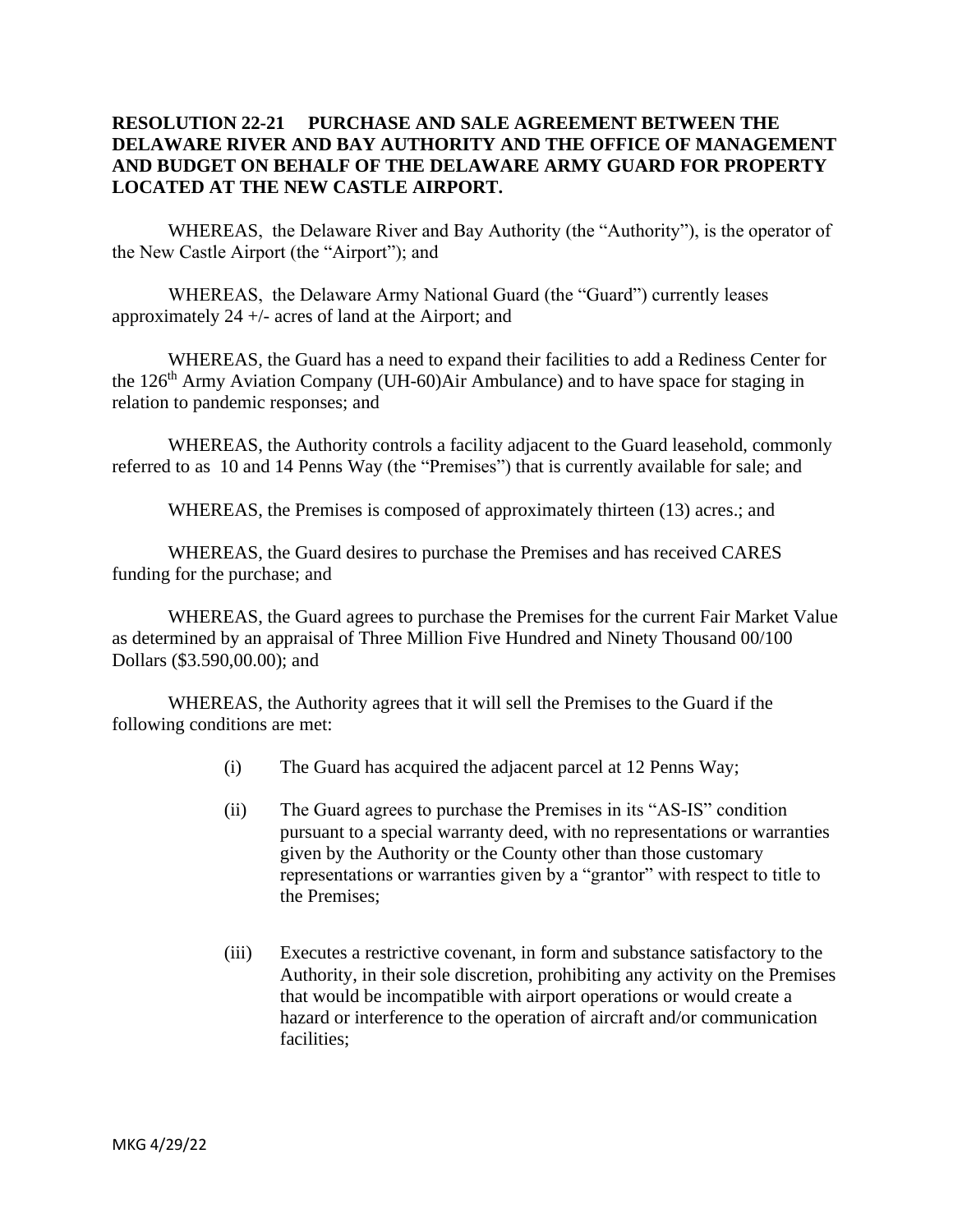**RESOLUTION 22-21 PURCHASE AND SALE AGREEMENT BETWEEN THE DELAWARE RIVER AND BAY AUTHORITY AND THE OFFICE OF MANAGEMENT AND BUDGET ON BEHALF OF THE DELAWARE ARMY GUARD FOR PROPERTY LOCATED AT THE NEW CASTLE AIRPORT.**

WHEREAS, the Delaware River and Bay Authority (the "Authority"), is the operator of the New Castle Airport (the "Airport"); and

WHEREAS, the Delaware Army National Guard (the "Guard") currently leases approximately 24 +/- acres of land at the Airport; and

WHEREAS, the Guard has a need to expand their facilities to add a Rediness Center for the 126th Army Aviation Company (UH-60)Air Ambulance) and to have space for staging in relation to pandemic responses; and

WHEREAS, the Authority controls a facility adjacent to the Guard leasehold, commonly referred to as 10 and 14 Penns Way (the "Premises") that is currently available for sale; and

WHEREAS, the Premises is composed of approximately thirteen (13) acres.; and

WHEREAS, the Guard desires to purchase the Premises and has received CARES funding for the purchase; and

WHEREAS, the Guard agrees to purchase the Premises for the current Fair Market Value as determined by an appraisal of Three Million Five Hundred and Ninety Thousand 00/100 Dollars ($3.590,00.00); and

WHEREAS, the Authority agrees that it will sell the Premises to the Guard if the following conditions are met:

(i) The Guard has acquired the adjacent parcel at 12 Penns Way;

(ii) The Guard agrees to purchase the Premises in its "AS-IS" condition pursuant to a special warranty deed, with no representations or warranties given by the Authority or the County other than those customary representations or warranties given by a "grantor" with respect to title to the Premises;

(iii) Executes a restrictive covenant, in form and substance satisfactory to the Authority, in their sole discretion, prohibiting any activity on the Premises that would be incompatible with airport operations or would create a hazard or interference to the operation of aircraft and/or communication facilities;

MKG 4/29/22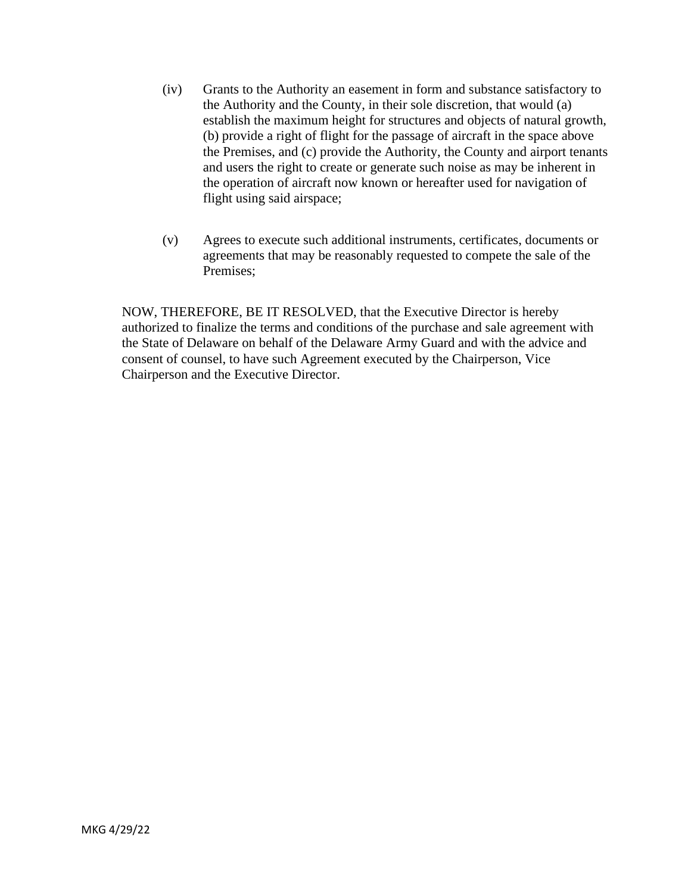(iv) Grants to the Authority an easement in form and substance satisfactory to the Authority and the County, in their sole discretion, that would (a) establish the maximum height for structures and objects of natural growth, (b) provide a right of flight for the passage of aircraft in the space above the Premises, and (c) provide the Authority, the County and airport tenants and users the right to create or generate such noise as may be inherent in the operation of aircraft now known or hereafter used for navigation of flight using said airspace;

(v) Agrees to execute such additional instruments, certificates, documents or agreements that may be reasonably requested to compete the sale of the Premises;

NOW, THEREFORE, BE IT RESOLVED, that the Executive Director is hereby authorized to finalize the terms and conditions of the purchase and sale agreement with the State of Delaware on behalf of the Delaware Army Guard and with the advice and consent of counsel, to have such Agreement executed by the Chairperson, Vice Chairperson and the Executive Director.

MKG 4/29/22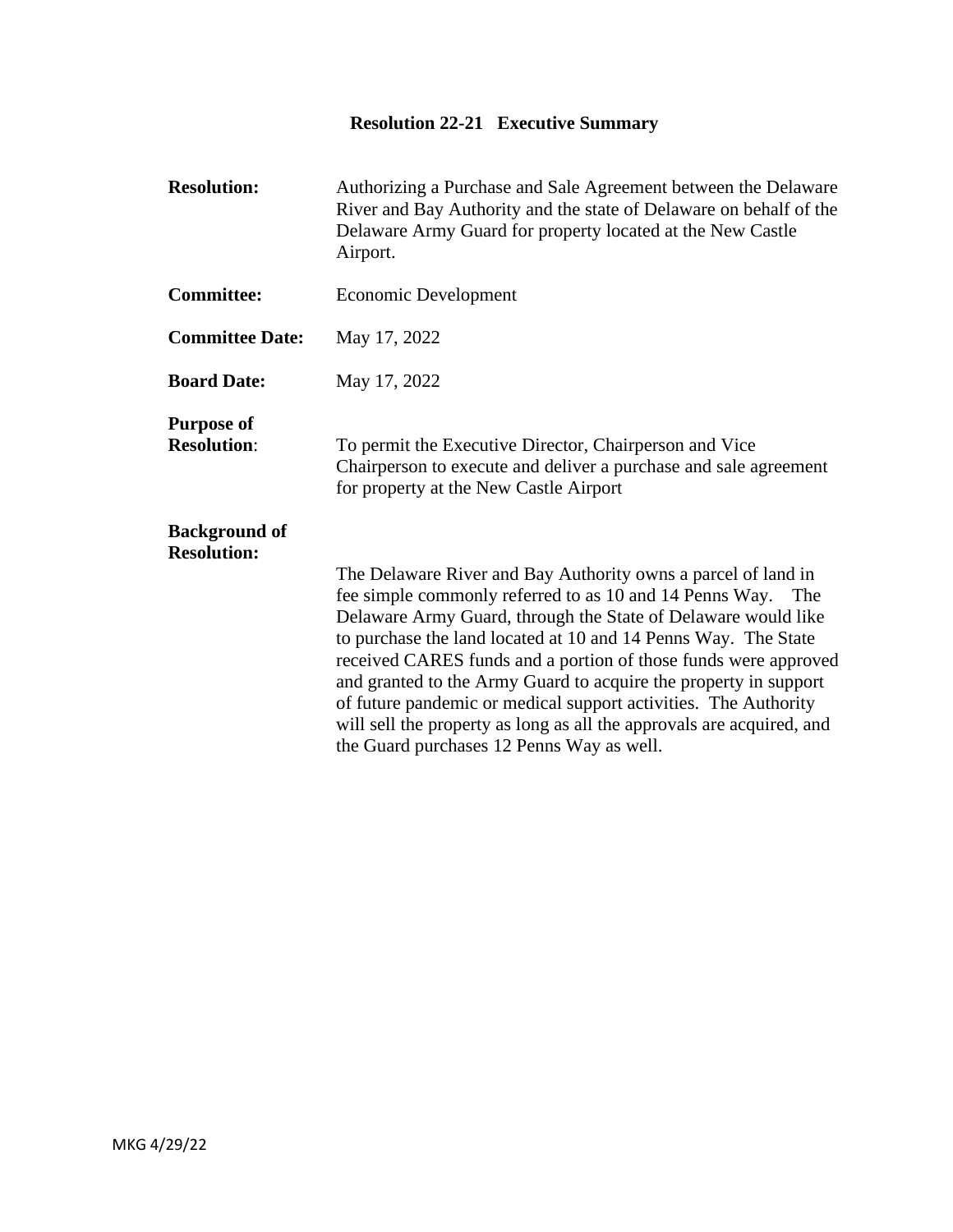# Resolution 22-21 Executive Summary

**Resolution:** Authorizing a Purchase and Sale Agreement between the Delaware River and Bay Authority and the state of Delaware on behalf of the Delaware Army Guard for property located at the New Castle Airport.

**Committee:** Economic Development

**Committee Date:** May 17, 2022

**Board Date:** May 17, 2022

**Purpose of Resolution**: To permit the Executive Director, Chairperson and Vice Chairperson to execute and deliver a purchase and sale agreement for property at the New Castle Airport

**Background of Resolution:**

The Delaware River and Bay Authority owns a parcel of land in fee simple commonly referred to as 10 and 14 Penns Way. The Delaware Army Guard, through the State of Delaware would like to purchase the land located at 10 and 14 Penns Way. The State received CARES funds and a portion of those funds were approved and granted to the Army Guard to acquire the property in support of future pandemic or medical support activities. The Authority will sell the property as long as all the approvals are acquired, and the Guard purchases 12 Penns Way as well.

MKG 4/29/22